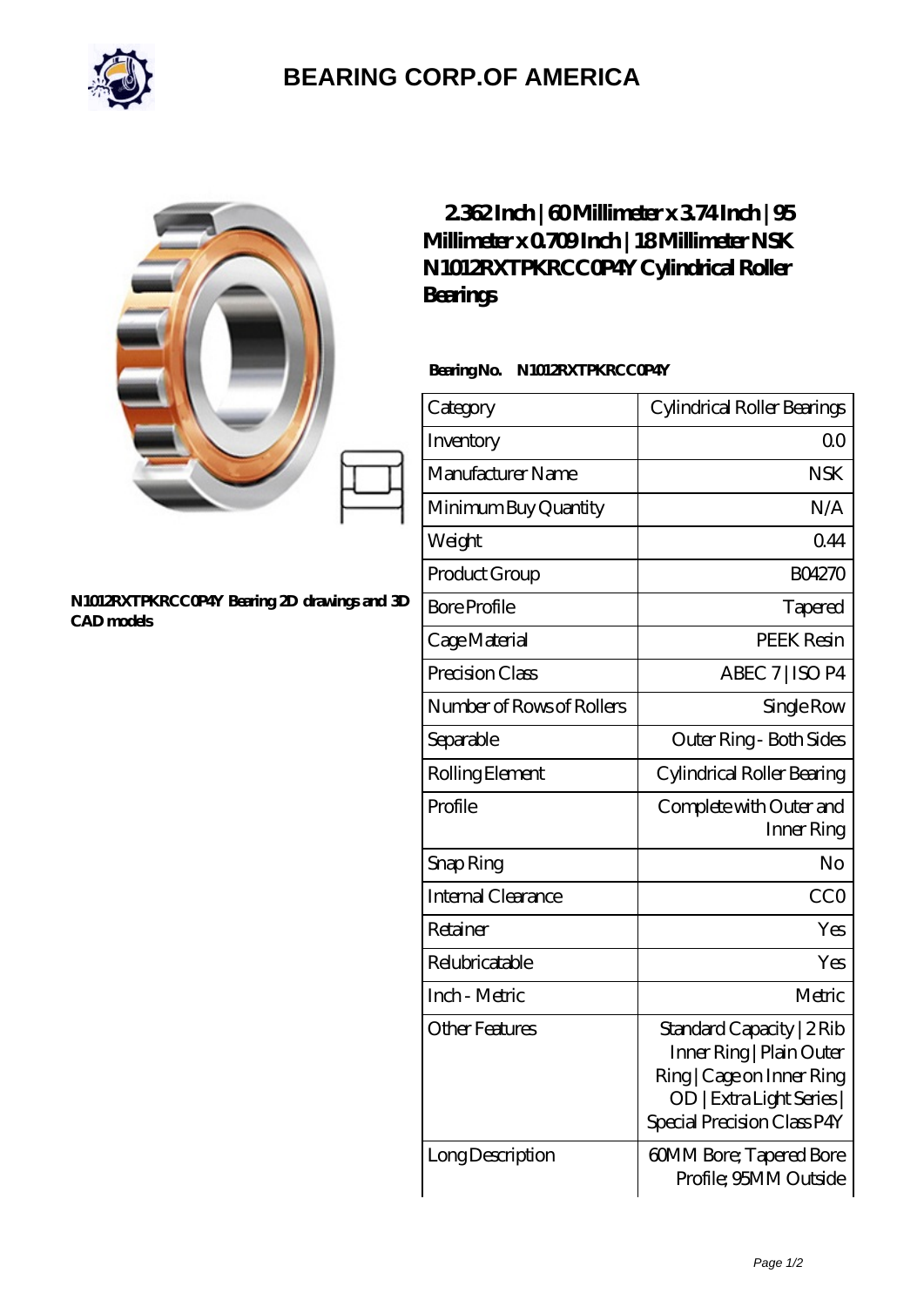# BEARING CORP.OF AMERICA

## 2.362 Inch | 60 Millimeter x 3.74 Inch | 95 Millimeter x 0.709 Inch | 18 Millimeter NSK N1012RXTPKRCC0P4Y Cylindrical Roller Bearings

N1012RXTPKRCC0P4Y Bearing 2D drawings and 3D CAD models

**Bearing No. N1012RXTPKRCC0P4Y**

| Category | Cylindrical Roller Bearings |
|---|---|
| Inventory | 0.0 |
| Manufacturer Name | NSK |
| Minimum Buy Quantity | N/A |
| Weight | 0.44 |
| Product Group | B04270 |
| Bore Profile | Tapered |
| Cage Material | PEEK Resin |
| Precision Class | ABEC 7 \| ISO P4 |
| Number of Rows of Rollers | Single Row |
| Separable | Outer Ring - Both Sides |
| Rolling Element | Cylindrical Roller Bearing |
| Profile | Complete with Outer and Inner Ring |
| Snap Ring | No |
| Internal Clearance | CC0 |
| Retainer | Yes |
| Relubricatable | Yes |
| Inch - Metric | Metric |
| Other Features | Standard Capacity \| 2 Rib Inner Ring \| Plain Outer Ring \| Cage on Inner Ring OD \| Extra Light Series \| Special Precision Class P4Y |
| Long Description | 60MM Bore; Tapered Bore Profile; 95MM Outside |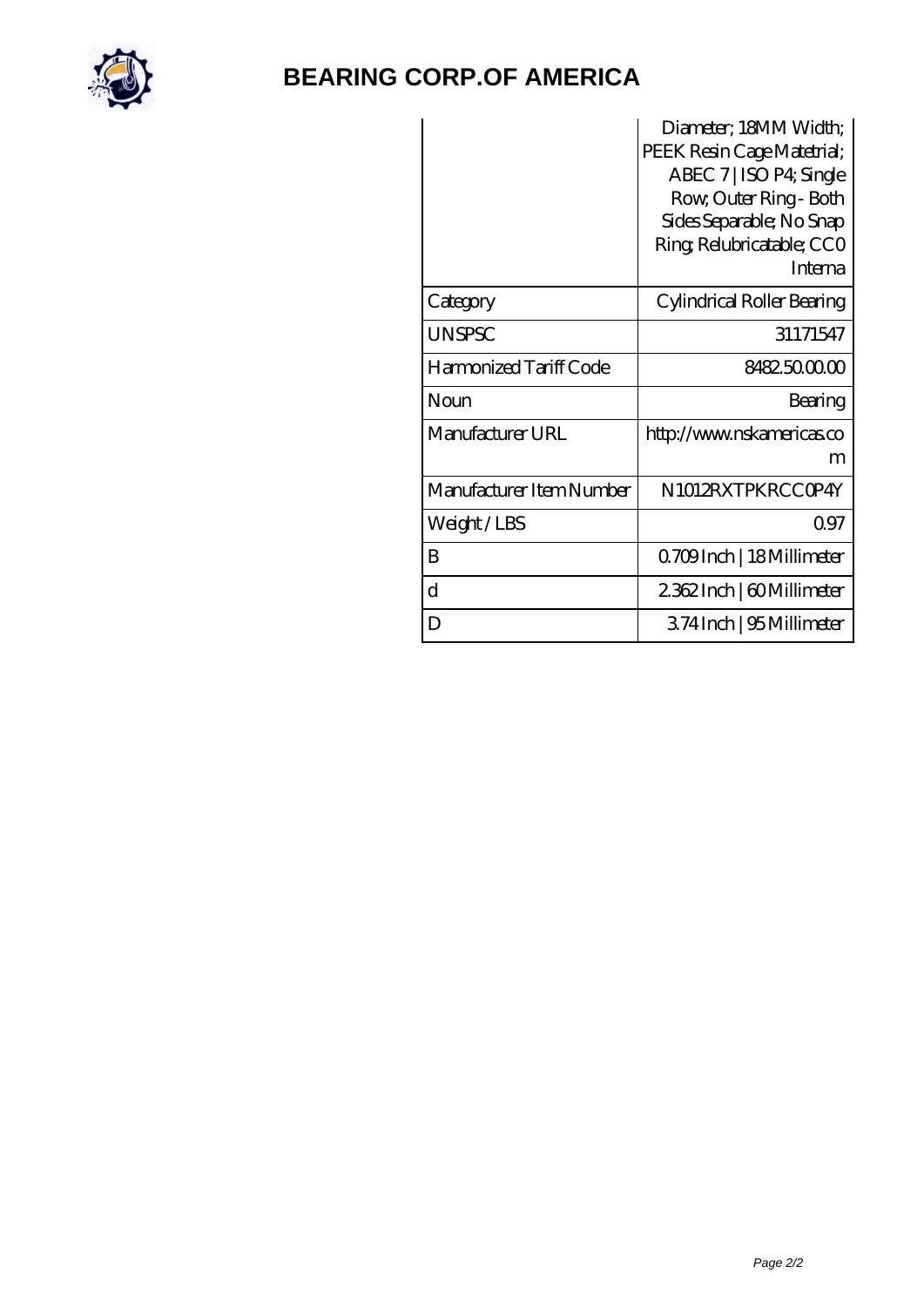|  |  |
|---|---|
|  | Diameter; 18MM Width; PEEK Resin Cage Matetrial; ABEC 7 \| ISO P4; Single Row; Outer Ring - Both Sides Separable; No Snap Ring; Relubricatable; CC0 Interna |
| Category | Cylindrical Roller Bearing |
| UNSPSC | 31171547 |
| Harmonized Tariff Code | 8482.50.00.00 |
| Noun | Bearing |
| Manufacturer URL | http://www.nskamericas.com |
| Manufacturer Item Number | N1012RXTPKRCC0P4Y |
| Weight / LBS | 0.97 |
| B | 0.709 Inch \| 18 Millimeter |
| d | 2.362 Inch \| 60 Millimeter |
| D | 3.74 Inch \| 95 Millimeter |